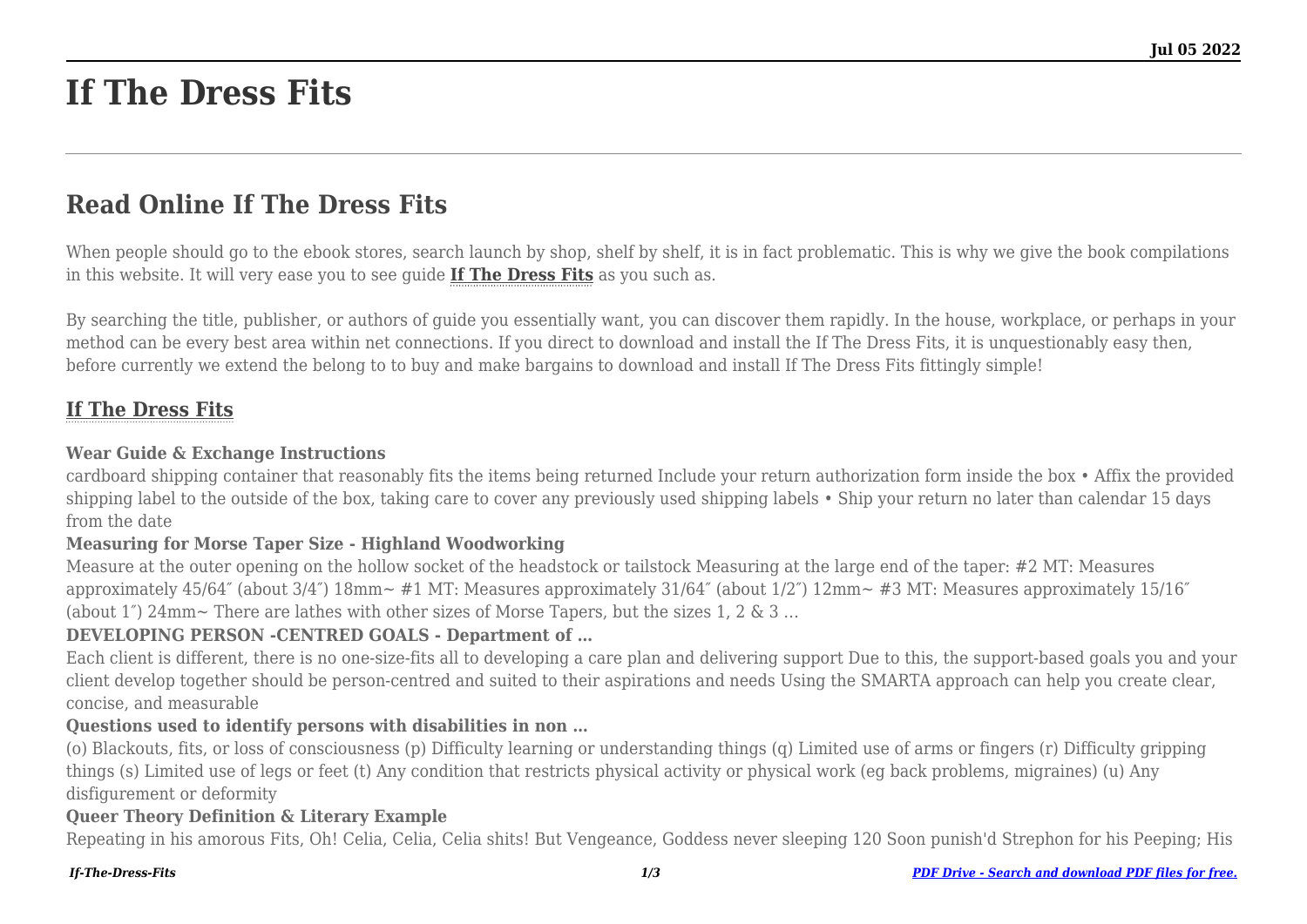# If The Dress Fits

## Read Online If The Dress Fits

When people should go to the ebook stores, search launch by shop, shelf by shelf, it is in fact problematic. This is why we give the book compilations in this website. It will very ease you to see guide **If The Dress Fits** as you such as.

By searching the title, publisher, or authors of guide you essentially want, you can discover them rapidly. In the house, workplace, or perhaps in your method can be every best area within net connections. If you direct to download and install the If The Dress Fits, it is unquestionably easy then, before currently we extend the belong to to buy and make bargains to download and install If The Dress Fits fittingly simple!

### If The Dress Fits

**Wear Guide & Exchange Instructions**

cardboard shipping container that reasonably fits the items being returned Include your return authorization form inside the box • Affix the provided shipping label to the outside of the box, taking care to cover any previously used shipping labels • Ship your return no later than calendar 15 days from the date

**Measuring for Morse Taper Size - Highland Woodworking**

Measure at the outer opening on the hollow socket of the headstock or tailstock Measuring at the large end of the taper: #2 MT: Measures approximately 45/64″ (about 3/4″) 18mm~ #1 MT: Measures approximately 31/64″ (about 1/2″) 12mm~ #3 MT: Measures approximately 15/16″ (about 1″) 24mm~ There are lathes with other sizes of Morse Tapers, but the sizes 1, 2 & 3 …

**DEVELOPING PERSON -CENTRED GOALS - Department of …**

Each client is different, there is no one-size-fits all to developing a care plan and delivering support Due to this, the support-based goals you and your client develop together should be person-centred and suited to their aspirations and needs Using the SMARTA approach can help you create clear, concise, and measurable

**Questions used to identify persons with disabilities in non …**

(o) Blackouts, fits, or loss of consciousness (p) Difficulty learning or understanding things (q) Limited use of arms or fingers (r) Difficulty gripping things (s) Limited use of legs or feet (t) Any condition that restricts physical activity or physical work (eg back problems, migraines) (u) Any disfigurement or deformity

**Queer Theory Definition & Literary Example**

Repeating in his amorous Fits, Oh! Celia, Celia, Celia shits! But Vengeance, Goddess never sleeping 120 Soon punish'd Strephon for his Peeping; His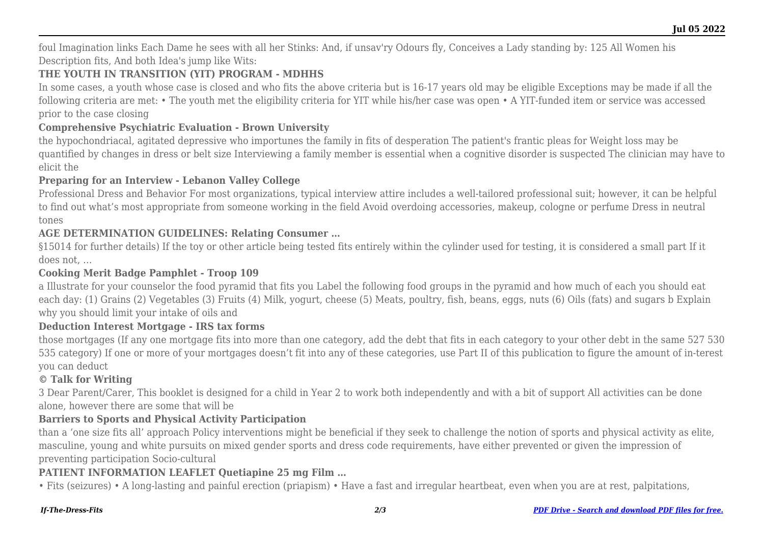foul Imagination links Each Dame he sees with all her Stinks: And, if unsav'ry Odours fly, Conceives a Lady standing by: 125 All Women his Description fits, And both Idea's jump like Wits:

### THE YOUTH IN TRANSITION (YIT) PROGRAM - MDHHS

In some cases, a youth whose case is closed and who fits the above criteria but is 16-17 years old may be eligible Exceptions may be made if all the following criteria are met: • The youth met the eligibility criteria for YIT while his/her case was open • A YIT-funded item or service was accessed prior to the case closing

### Comprehensive Psychiatric Evaluation - Brown University

the hypochondriacal, agitated depressive who importunes the family in fits of desperation The patient's frantic pleas for Weight loss may be quantified by changes in dress or belt size Interviewing a family member is essential when a cognitive disorder is suspected The clinician may have to elicit the

### Preparing for an Interview - Lebanon Valley College

Professional Dress and Behavior For most organizations, typical interview attire includes a well-tailored professional suit; however, it can be helpful to find out what's most appropriate from someone working in the field Avoid overdoing accessories, makeup, cologne or perfume Dress in neutral tones

### AGE DETERMINATION GUIDELINES: Relating Consumer …

§15014 for further details) If the toy or other article being tested fits entirely within the cylinder used for testing, it is considered a small part If it does not, …

### Cooking Merit Badge Pamphlet - Troop 109

a Illustrate for your counselor the food pyramid that fits you Label the following food groups in the pyramid and how much of each you should eat each day: (1) Grains (2) Vegetables (3) Fruits (4) Milk, yogurt, cheese (5) Meats, poultry, fish, beans, eggs, nuts (6) Oils (fats) and sugars b Explain why you should limit your intake of oils and

### Deduction Interest Mortgage - IRS tax forms

those mortgages (If any one mortgage fits into more than one category, add the debt that fits in each category to your other debt in the same 527 530 535 category) If one or more of your mortgages doesn't fit into any of these categories, use Part II of this publication to figure the amount of in-terest you can deduct

### © Talk for Writing

3 Dear Parent/Carer, This booklet is designed for a child in Year 2 to work both independently and with a bit of support All activities can be done alone, however there are some that will be

### Barriers to Sports and Physical Activity Participation

than a 'one size fits all' approach Policy interventions might be beneficial if they seek to challenge the notion of sports and physical activity as elite, masculine, young and white pursuits on mixed gender sports and dress code requirements, have either prevented or given the impression of preventing participation Socio-cultural

### PATIENT INFORMATION LEAFLET Quetiapine 25 mg Film …

• Fits (seizures) • A long-lasting and painful erection (priapism) • Have a fast and irregular heartbeat, even when you are at rest, palpitations,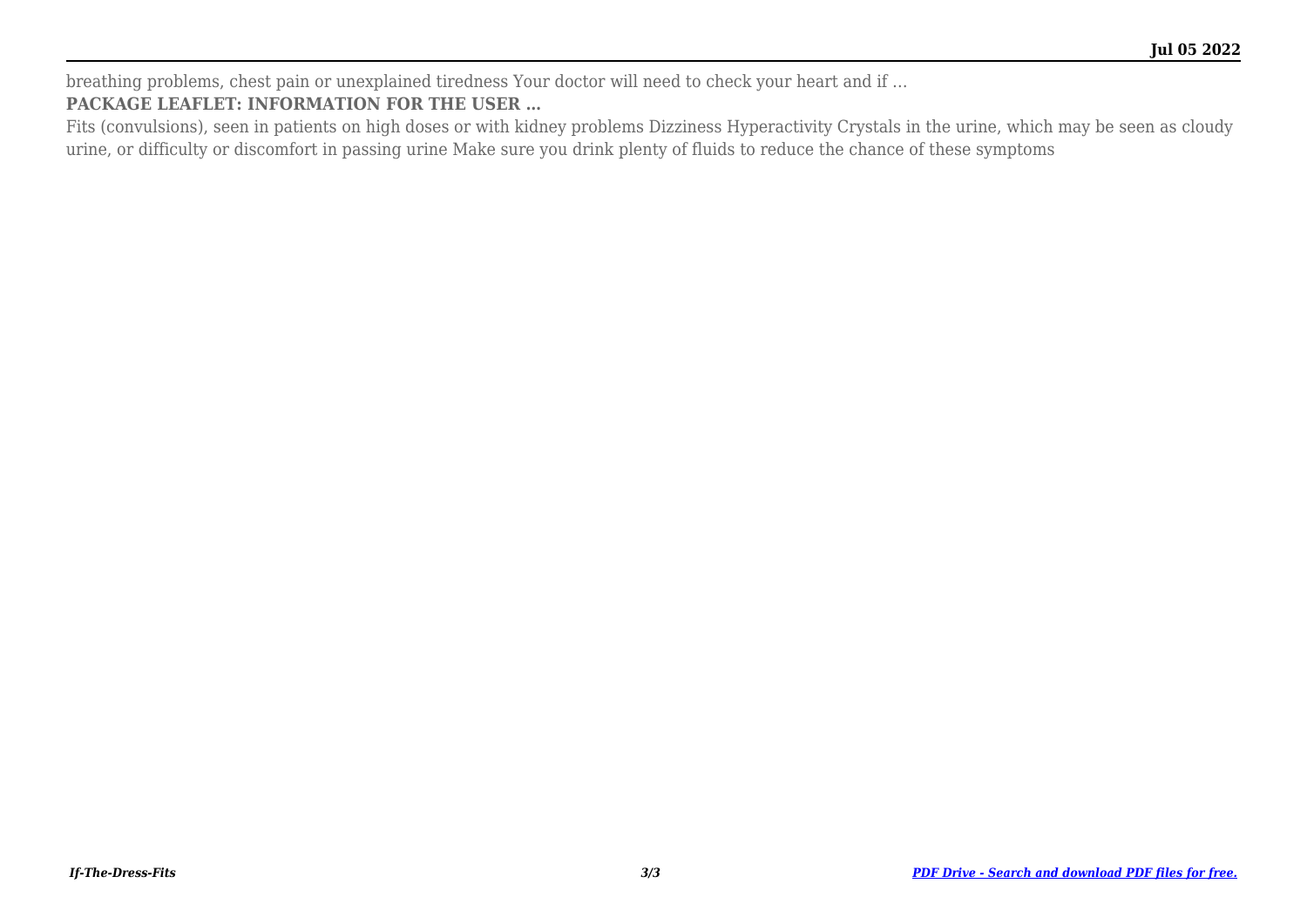breathing problems, chest pain or unexplained tiredness Your doctor will need to check your heart and if …

**PACKAGE LEAFLET: INFORMATION FOR THE USER ...**

Fits (convulsions), seen in patients on high doses or with kidney problems Dizziness Hyperactivity Crystals in the urine, which may be seen as cloudy urine, or difficulty or discomfort in passing urine Make sure you drink plenty of fluids to reduce the chance of these symptoms